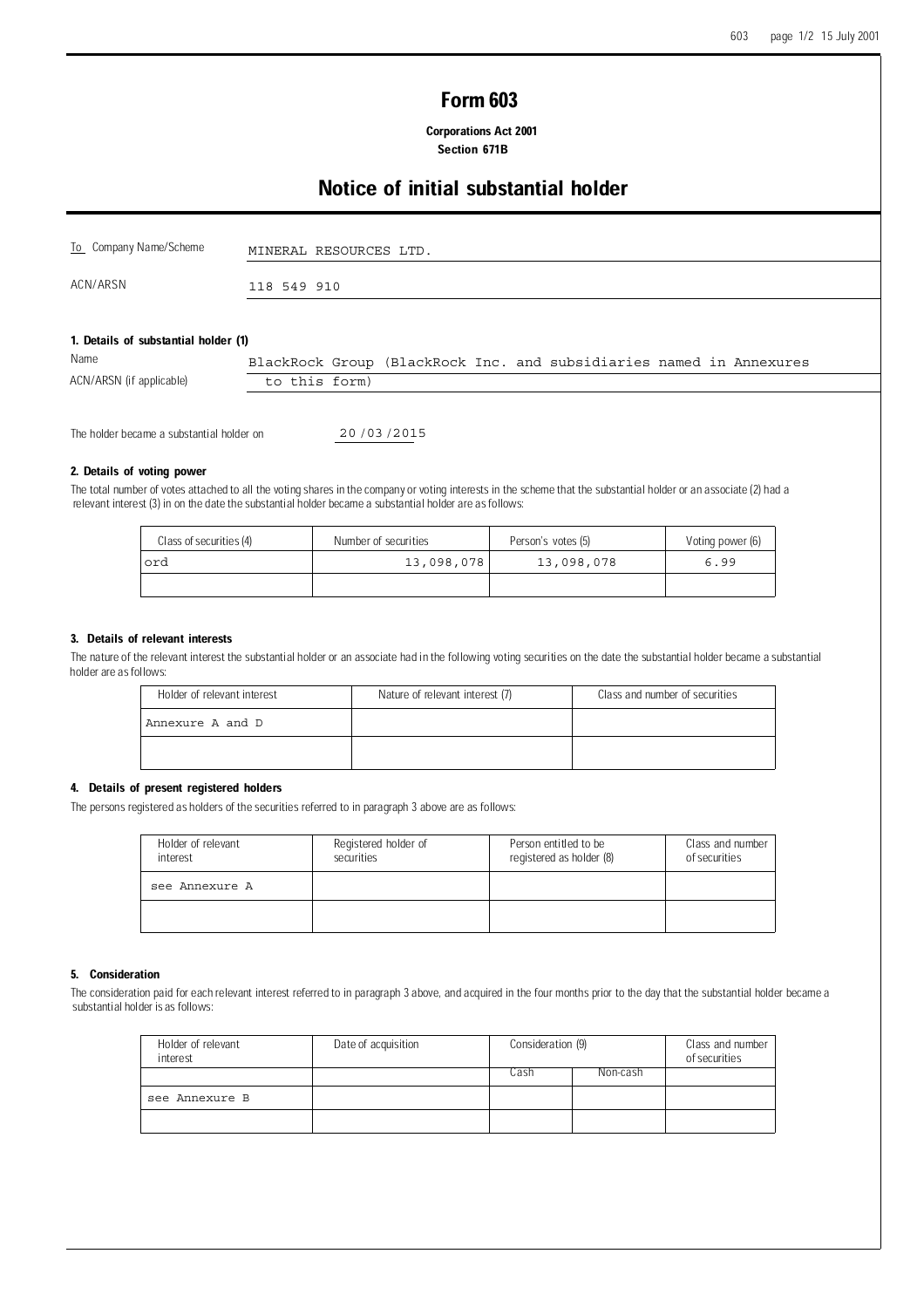# Form 603

**Corporations Act 2001**
**Section 671B**

## Notice of initial substantial holder

| | |
|---|---|
| To Company Name/Scheme | MINERAL RESOURCES LTD. |
| ACN/ARSN | 118 549 910 |

### 1. Details of substantial holder (1)

| | |
|---|---|
| Name | BlackRock Group (BlackRock Inc. and subsidiaries named in Annexures to this form) |
| ACN/ARSN (if applicable) | |

The holder became a substantial holder on 20/03/2015

### 2. Details of voting power

The total number of votes attached to all the voting shares in the company or voting interests in the scheme that the substantial holder or an associate (2) had a relevant interest (3) in on the date the substantial holder became a substantial holder are as follows:

| Class of securities (4) | Number of securities | Person's votes (5) | Voting power (6) |
|---|---|---|---|
| ord | 13,098,078 | 13,098,078 | 6.99 |
| | | | |

### 3. Details of relevant interests

The nature of the relevant interest the substantial holder or an associate had in the following voting securities on the date the substantial holder became a substantial holder are as follows:

| Holder of relevant interest | Nature of relevant interest (7) | Class and number of securities |
|---|---|---|
| Annexure A and D | | |
| | | |

### 4. Details of present registered holders

The persons registered as holders of the securities referred to in paragraph 3 above are as follows:

| Holder of relevant interest | Registered holder of securities | Person entitled to be registered as holder (8) | Class and number of securities |
|---|---|---|---|
| see Annexure A | | | |
| | | | |

### 5. Consideration

The consideration paid for each relevant interest referred to in paragraph 3 above, and acquired in the four months prior to the day that the substantial holder became a substantial holder is as follows:

| Holder of relevant interest | Date of acquisition | Consideration (9) | | Class and number of securities |
|---|---|---|---|---|
| | | Cash | Non-cash | |
| see Annexure B | | | | |
| | | | | |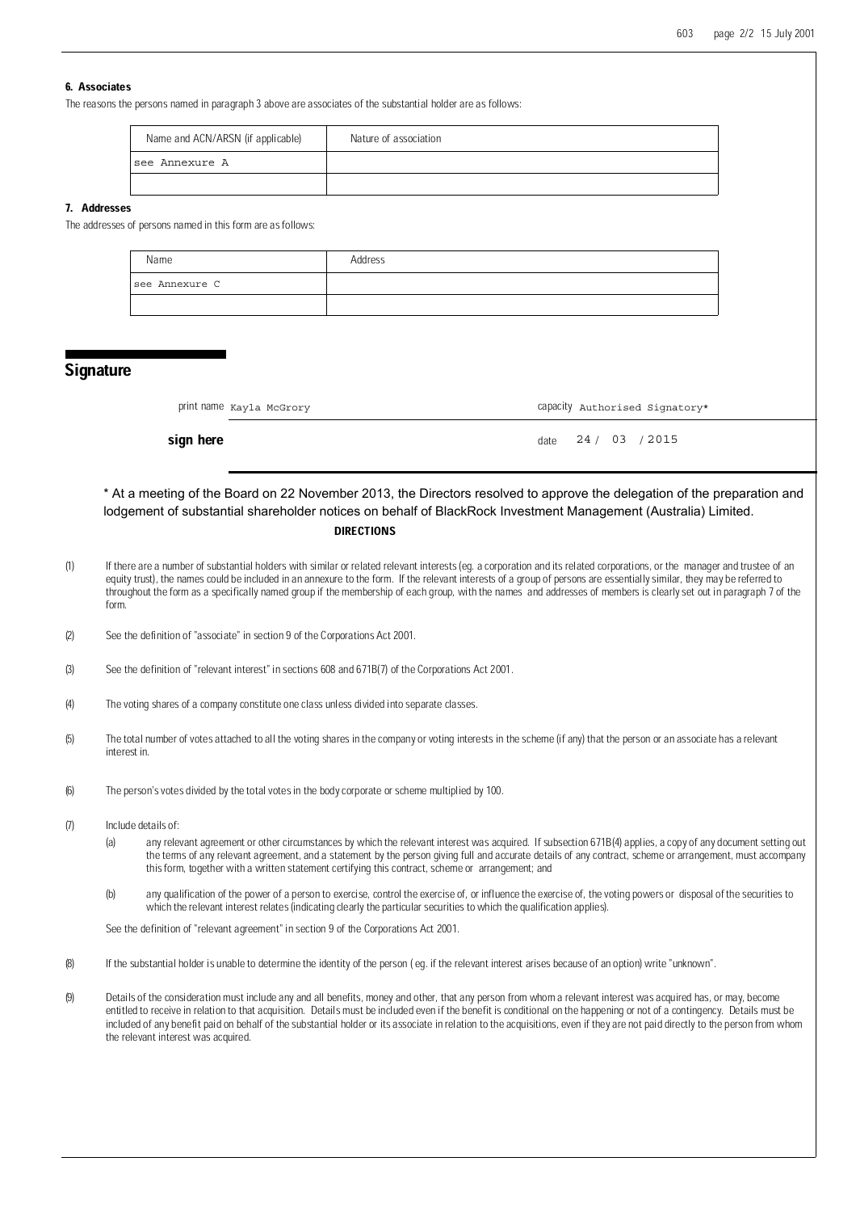### 6. Associates

The reasons the persons named in paragraph 3 above are associates of the substantial holder are as follows:

| Name and ACN/ARSN (if applicable) | Nature of association |
| --- | --- |
| see Annexure A | |
| | |

### 7. Addresses

The addresses of persons named in this form are as follows:

| Name | Address |
| --- | --- |
| see Annexure C | |
| | |

## Signature

print name Kayla McGrory

capacity Authorised Signatory*

**sign here**

date 24 / 03 / 2015

* At a meeting of the Board on 22 November 2013, the Directors resolved to approve the delegation of the preparation and lodgement of substantial shareholder notices on behalf of BlackRock Investment Management (Australia) Limited.

**DIRECTIONS**

(1) If there are a number of substantial holders with similar or related relevant interests (eg. a corporation and its related corporations, or the manager and trustee of an equity trust), the names could be included in an annexure to the form. If the relevant interests of a group of persons are essentially similar, they may be referred to throughout the form as a specifically named group if the membership of each group, with the names and addresses of members is clearly set out in paragraph 7 of the form.

(2) See the definition of "associate" in section 9 of the Corporations Act 2001.

(3) See the definition of "relevant interest" in sections 608 and 671B(7) of the Corporations Act 2001.

(4) The voting shares of a company constitute one class unless divided into separate classes.

(5) The total number of votes attached to all the voting shares in the company or voting interests in the scheme (if any) that the person or an associate has a relevant interest in.

(6) The person's votes divided by the total votes in the body corporate or scheme multiplied by 100.

(7) Include details of:

(a) any relevant agreement or other circumstances by which the relevant interest was acquired. If subsection 671B(4) applies, a copy of any document setting out the terms of any relevant agreement, and a statement by the person giving full and accurate details of any contract, scheme or arrangement, must accompany this form, together with a written statement certifying this contract, scheme or arrangement; and

(b) any qualification of the power of a person to exercise, control the exercise of, or influence the exercise of, the voting powers or disposal of the securities to which the relevant interest relates (indicating clearly the particular securities to which the qualification applies).

See the definition of "relevant agreement" in section 9 of the Corporations Act 2001.

(8) If the substantial holder is unable to determine the identity of the person ( eg. if the relevant interest arises because of an option) write "unknown".

(9) Details of the consideration must include any and all benefits, money and other, that any person from whom a relevant interest was acquired has, or may, become entitled to receive in relation to that acquisition. Details must be included even if the benefit is conditional on the happening or not of a contingency. Details must be included of any benefit paid on behalf of the substantial holder or its associate in relation to the acquisitions, even if they are not paid directly to the person from whom the relevant interest was acquired.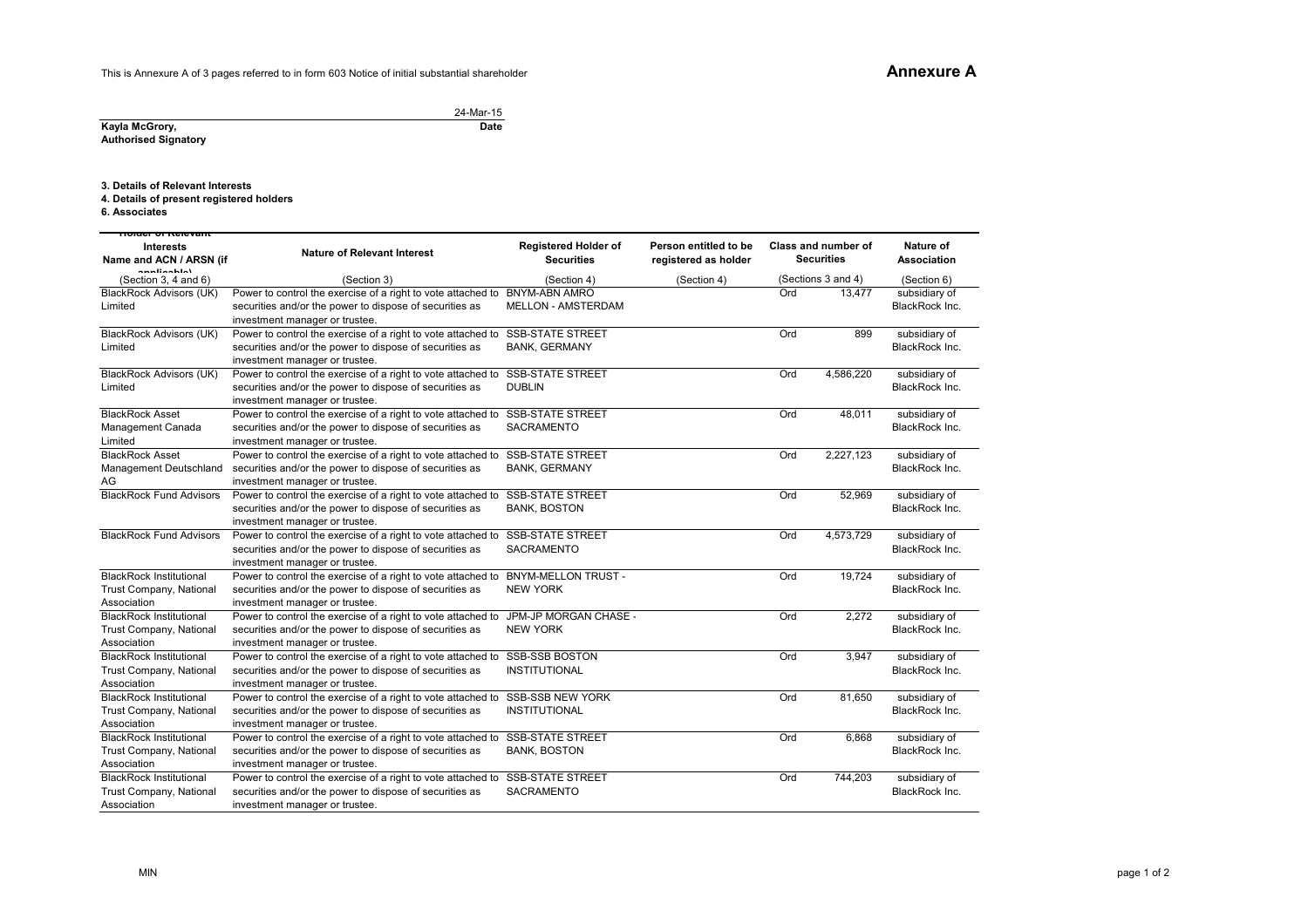This is Annexure A of 3 pages referred to in form 603 Notice of initial substantial shareholder

# Annexure A

24-Mar-15

**Kayla McGrory,** **Date**
**Authorised Signatory**

**3. Details of Relevant Interests**
**4. Details of present registered holders**
**6. Associates**

| Holder of Relevant Interests Name and ACN / ARSN (if applicable) | Nature of Relevant Interest | Registered Holder of Securities | Person entitled to be registered as holder | Class and number of Securities | | Nature of Association |
|---|---|---|---|---|---|---|
| (Section 3, 4 and 6) | (Section 3) | (Section 4) | (Section 4) | (Sections 3 and 4) | | (Section 6) |
| BlackRock Advisors (UK) Limited | Power to control the exercise of a right to vote attached to securities and/or the power to dispose of securities as investment manager or trustee. | BNYM-ABN AMRO MELLON - AMSTERDAM | | Ord | 13,477 | subsidiary of BlackRock Inc. |
| BlackRock Advisors (UK) Limited | Power to control the exercise of a right to vote attached to securities and/or the power to dispose of securities as investment manager or trustee. | SSB-STATE STREET BANK, GERMANY | | Ord | 899 | subsidiary of BlackRock Inc. |
| BlackRock Advisors (UK) Limited | Power to control the exercise of a right to vote attached to securities and/or the power to dispose of securities as investment manager or trustee. | SSB-STATE STREET DUBLIN | | Ord | 4,586,220 | subsidiary of BlackRock Inc. |
| BlackRock Asset Management Canada Limited | Power to control the exercise of a right to vote attached to securities and/or the power to dispose of securities as investment manager or trustee. | SSB-STATE STREET SACRAMENTO | | Ord | 48,011 | subsidiary of BlackRock Inc. |
| BlackRock Asset Management Deutschland AG | Power to control the exercise of a right to vote attached to securities and/or the power to dispose of securities as investment manager or trustee. | SSB-STATE STREET BANK, GERMANY | | Ord | 2,227,123 | subsidiary of BlackRock Inc. |
| BlackRock Fund Advisors | Power to control the exercise of a right to vote attached to securities and/or the power to dispose of securities as investment manager or trustee. | SSB-STATE STREET BANK, BOSTON | | Ord | 52,969 | subsidiary of BlackRock Inc. |
| BlackRock Fund Advisors | Power to control the exercise of a right to vote attached to securities and/or the power to dispose of securities as investment manager or trustee. | SSB-STATE STREET SACRAMENTO | | Ord | 4,573,729 | subsidiary of BlackRock Inc. |
| BlackRock Institutional Trust Company, National Association | Power to control the exercise of a right to vote attached to securities and/or the power to dispose of securities as investment manager or trustee. | BNYM-MELLON TRUST - NEW YORK | | Ord | 19,724 | subsidiary of BlackRock Inc. |
| BlackRock Institutional Trust Company, National Association | Power to control the exercise of a right to vote attached to securities and/or the power to dispose of securities as investment manager or trustee. | JPM-JP MORGAN CHASE - NEW YORK | | Ord | 2,272 | subsidiary of BlackRock Inc. |
| BlackRock Institutional Trust Company, National Association | Power to control the exercise of a right to vote attached to securities and/or the power to dispose of securities as investment manager or trustee. | SSB-SSB BOSTON INSTITUTIONAL | | Ord | 3,947 | subsidiary of BlackRock Inc. |
| BlackRock Institutional Trust Company, National Association | Power to control the exercise of a right to vote attached to securities and/or the power to dispose of securities as investment manager or trustee. | SSB-SSB NEW YORK INSTITUTIONAL | | Ord | 81,650 | subsidiary of BlackRock Inc. |
| BlackRock Institutional Trust Company, National Association | Power to control the exercise of a right to vote attached to securities and/or the power to dispose of securities as investment manager or trustee. | SSB-STATE STREET BANK, BOSTON | | Ord | 6,868 | subsidiary of BlackRock Inc. |
| BlackRock Institutional Trust Company, National Association | Power to control the exercise of a right to vote attached to securities and/or the power to dispose of securities as investment manager or trustee. | SSB-STATE STREET SACRAMENTO | | Ord | 744,203 | subsidiary of BlackRock Inc. |

MIN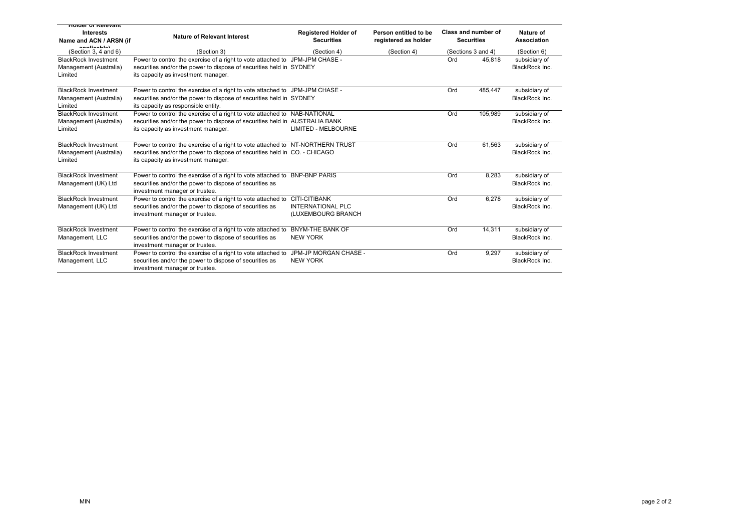| Holder of Relevant Interests Name and ACN / ARSN (if applicable) | Nature of Relevant Interest | Registered Holder of Securities | Person entitled to be registered as holder | Class and number of Securities | | Nature of Association |
|---|---|---|---|---|---|---|
| (Section 3, 4 and 6) | (Section 3) | (Section 4) | (Section 4) | (Sections 3 and 4) | | (Section 6) |
| BlackRock Investment Management (Australia) Limited | Power to control the exercise of a right to vote attached to securities and/or the power to dispose of securities held in its capacity as investment manager. | JPM-JPM CHASE - SYDNEY | | Ord | 45,818 | subsidiary of BlackRock Inc. |
| BlackRock Investment Management (Australia) Limited | Power to control the exercise of a right to vote attached to securities and/or the power to dispose of securities held in its capacity as responsible entity. | JPM-JPM CHASE - SYDNEY | | Ord | 485,447 | subsidiary of BlackRock Inc. |
| BlackRock Investment Management (Australia) Limited | Power to control the exercise of a right to vote attached to securities and/or the power to dispose of securities held in its capacity as investment manager. | NAB-NATIONAL AUSTRALIA BANK LIMITED - MELBOURNE | | Ord | 105,989 | subsidiary of BlackRock Inc. |
| BlackRock Investment Management (Australia) Limited | Power to control the exercise of a right to vote attached to securities and/or the power to dispose of securities held in its capacity as investment manager. | NT-NORTHERN TRUST CO. - CHICAGO | | Ord | 61,563 | subsidiary of BlackRock Inc. |
| BlackRock Investment Management (UK) Ltd | Power to control the exercise of a right to vote attached to securities and/or the power to dispose of securities as investment manager or trustee. | BNP-BNP PARIS | | Ord | 8,283 | subsidiary of BlackRock Inc. |
| BlackRock Investment Management (UK) Ltd | Power to control the exercise of a right to vote attached to securities and/or the power to dispose of securities as investment manager or trustee. | CITI-CITIBANK INTERNATIONAL PLC (LUXEMBOURG BRANCH | | Ord | 6,278 | subsidiary of BlackRock Inc. |
| BlackRock Investment Management, LLC | Power to control the exercise of a right to vote attached to securities and/or the power to dispose of securities as investment manager or trustee. | BNYM-THE BANK OF NEW YORK | | Ord | 14,311 | subsidiary of BlackRock Inc. |
| BlackRock Investment Management, LLC | Power to control the exercise of a right to vote attached to securities and/or the power to dispose of securities as investment manager or trustee. | JPM-JP MORGAN CHASE - NEW YORK | | Ord | 9,297 | subsidiary of BlackRock Inc. |

MIN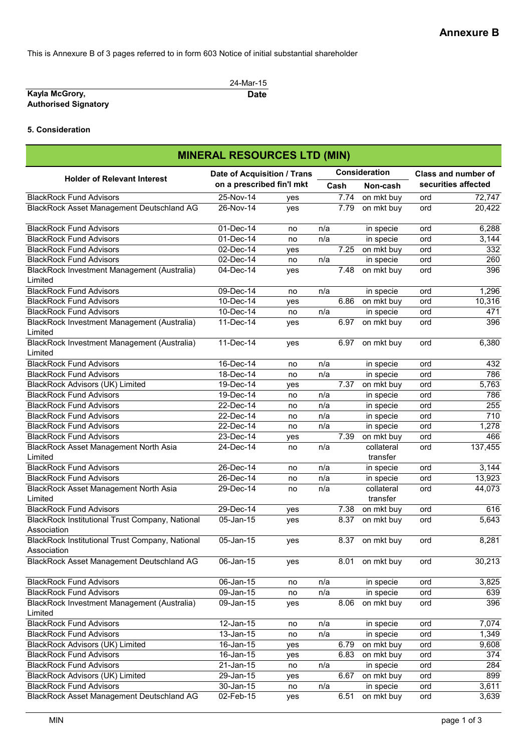# Annexure B

This is Annexure B of 3 pages referred to in form 603 Notice of initial substantial shareholder

| | |
|---|---|
| **Kayla McGrory,** | 24-Mar-15 |
| **Authorised Signatory** | **Date** |

**5. Consideration**

| **MINERAL RESOURCES LTD (MIN)** | | | | | | |
|---|---|---|---|---|---|---|
| **Holder of Relevant Interest** | **Date of Acquisition / Trans** | **on a prescribed fin'l mkt** | **Consideration** | | **Class and number of securities affected** | |
| | | | **Cash** | **Non-cash** | | |
| BlackRock Fund Advisors | 25-Nov-14 | yes | 7.74 | on mkt buy | ord | 72,747 |
| BlackRock Asset Management Deutschland AG | 26-Nov-14 | yes | 7.79 | on mkt buy | ord | 20,422 |
| BlackRock Fund Advisors | 01-Dec-14 | no | n/a | in specie | ord | 6,288 |
| BlackRock Fund Advisors | 01-Dec-14 | no | n/a | in specie | ord | 3,144 |
| BlackRock Fund Advisors | 02-Dec-14 | yes | 7.25 | on mkt buy | ord | 332 |
| BlackRock Fund Advisors | 02-Dec-14 | no | n/a | in specie | ord | 260 |
| BlackRock Investment Management (Australia) Limited | 04-Dec-14 | yes | 7.48 | on mkt buy | ord | 396 |
| BlackRock Fund Advisors | 09-Dec-14 | no | n/a | in specie | ord | 1,296 |
| BlackRock Fund Advisors | 10-Dec-14 | yes | 6.86 | on mkt buy | ord | 10,316 |
| BlackRock Fund Advisors | 10-Dec-14 | no | n/a | in specie | ord | 471 |
| BlackRock Investment Management (Australia) Limited | 11-Dec-14 | yes | 6.97 | on mkt buy | ord | 396 |
| BlackRock Investment Management (Australia) Limited | 11-Dec-14 | yes | 6.97 | on mkt buy | ord | 6,380 |
| BlackRock Fund Advisors | 16-Dec-14 | no | n/a | in specie | ord | 432 |
| BlackRock Fund Advisors | 18-Dec-14 | no | n/a | in specie | ord | 786 |
| BlackRock Advisors (UK) Limited | 19-Dec-14 | yes | 7.37 | on mkt buy | ord | 5,763 |
| BlackRock Fund Advisors | 19-Dec-14 | no | n/a | in specie | ord | 786 |
| BlackRock Fund Advisors | 22-Dec-14 | no | n/a | in specie | ord | 255 |
| BlackRock Fund Advisors | 22-Dec-14 | no | n/a | in specie | ord | 710 |
| BlackRock Fund Advisors | 22-Dec-14 | no | n/a | in specie | ord | 1,278 |
| BlackRock Fund Advisors | 23-Dec-14 | yes | 7.39 | on mkt buy | ord | 466 |
| BlackRock Asset Management North Asia Limited | 24-Dec-14 | no | n/a | collateral transfer | ord | 137,455 |
| BlackRock Fund Advisors | 26-Dec-14 | no | n/a | in specie | ord | 3,144 |
| BlackRock Fund Advisors | 26-Dec-14 | no | n/a | in specie | ord | 13,923 |
| BlackRock Asset Management North Asia Limited | 29-Dec-14 | no | n/a | collateral transfer | ord | 44,073 |
| BlackRock Fund Advisors | 29-Dec-14 | yes | 7.38 | on mkt buy | ord | 616 |
| BlackRock Institutional Trust Company, National Association | 05-Jan-15 | yes | 8.37 | on mkt buy | ord | 5,643 |
| BlackRock Institutional Trust Company, National Association | 05-Jan-15 | yes | 8.37 | on mkt buy | ord | 8,281 |
| BlackRock Asset Management Deutschland AG | 06-Jan-15 | yes | 8.01 | on mkt buy | ord | 30,213 |
| BlackRock Fund Advisors | 06-Jan-15 | no | n/a | in specie | ord | 3,825 |
| BlackRock Fund Advisors | 09-Jan-15 | no | n/a | in specie | ord | 639 |
| BlackRock Investment Management (Australia) Limited | 09-Jan-15 | yes | 8.06 | on mkt buy | ord | 396 |
| BlackRock Fund Advisors | 12-Jan-15 | no | n/a | in specie | ord | 7,074 |
| BlackRock Fund Advisors | 13-Jan-15 | no | n/a | in specie | ord | 1,349 |
| BlackRock Advisors (UK) Limited | 16-Jan-15 | yes | 6.79 | on mkt buy | ord | 9,608 |
| BlackRock Fund Advisors | 16-Jan-15 | yes | 6.83 | on mkt buy | ord | 374 |
| BlackRock Fund Advisors | 21-Jan-15 | no | n/a | in specie | ord | 284 |
| BlackRock Advisors (UK) Limited | 29-Jan-15 | yes | 6.67 | on mkt buy | ord | 899 |
| BlackRock Fund Advisors | 30-Jan-15 | no | n/a | in specie | ord | 3,611 |
| BlackRock Asset Management Deutschland AG | 02-Feb-15 | yes | 6.51 | on mkt buy | ord | 3,639 |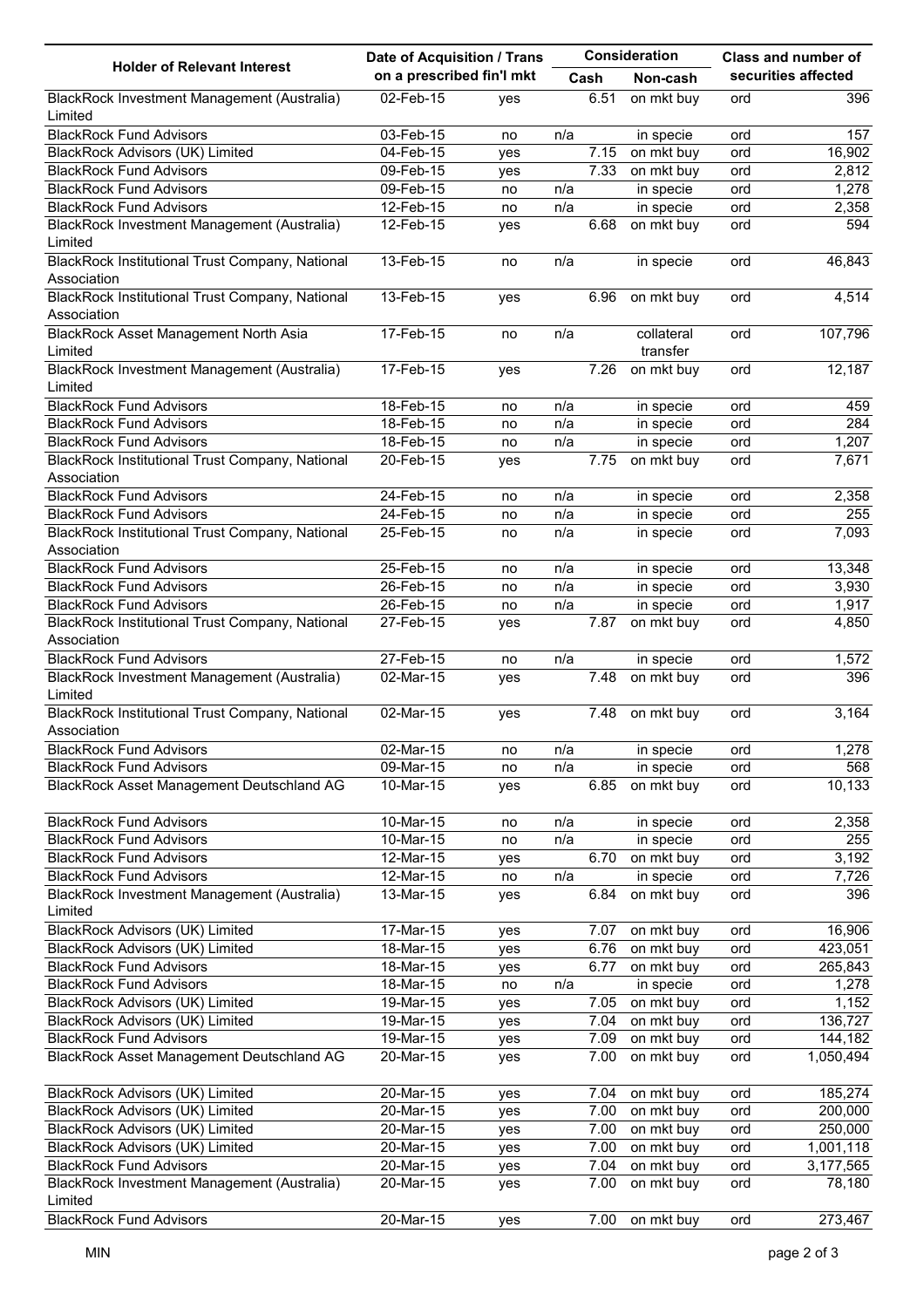| Holder of Relevant Interest | Date of Acquisition / Trans on a prescribed fin'l mkt | | Consideration | | Class and number of securities affected | |
|---|---|---|---|---|---|---|
| | | | Cash | Non-cash | | |
| BlackRock Investment Management (Australia) Limited | 02-Feb-15 | yes | 6.51 | on mkt buy | ord | 396 |
| BlackRock Fund Advisors | 03-Feb-15 | no | n/a | in specie | ord | 157 |
| BlackRock Advisors (UK) Limited | 04-Feb-15 | yes | 7.15 | on mkt buy | ord | 16,902 |
| BlackRock Fund Advisors | 09-Feb-15 | yes | 7.33 | on mkt buy | ord | 2,812 |
| BlackRock Fund Advisors | 09-Feb-15 | no | n/a | in specie | ord | 1,278 |
| BlackRock Fund Advisors | 12-Feb-15 | no | n/a | in specie | ord | 2,358 |
| BlackRock Investment Management (Australia) Limited | 12-Feb-15 | yes | 6.68 | on mkt buy | ord | 594 |
| BlackRock Institutional Trust Company, National Association | 13-Feb-15 | no | n/a | in specie | ord | 46,843 |
| BlackRock Institutional Trust Company, National Association | 13-Feb-15 | yes | 6.96 | on mkt buy | ord | 4,514 |
| BlackRock Asset Management North Asia Limited | 17-Feb-15 | no | n/a | collateral transfer | ord | 107,796 |
| BlackRock Investment Management (Australia) Limited | 17-Feb-15 | yes | 7.26 | on mkt buy | ord | 12,187 |
| BlackRock Fund Advisors | 18-Feb-15 | no | n/a | in specie | ord | 459 |
| BlackRock Fund Advisors | 18-Feb-15 | no | n/a | in specie | ord | 284 |
| BlackRock Fund Advisors | 18-Feb-15 | no | n/a | in specie | ord | 1,207 |
| BlackRock Institutional Trust Company, National Association | 20-Feb-15 | yes | 7.75 | on mkt buy | ord | 7,671 |
| BlackRock Fund Advisors | 24-Feb-15 | no | n/a | in specie | ord | 2,358 |
| BlackRock Fund Advisors | 24-Feb-15 | no | n/a | in specie | ord | 255 |
| BlackRock Institutional Trust Company, National Association | 25-Feb-15 | no | n/a | in specie | ord | 7,093 |
| BlackRock Fund Advisors | 25-Feb-15 | no | n/a | in specie | ord | 13,348 |
| BlackRock Fund Advisors | 26-Feb-15 | no | n/a | in specie | ord | 3,930 |
| BlackRock Fund Advisors | 26-Feb-15 | no | n/a | in specie | ord | 1,917 |
| BlackRock Institutional Trust Company, National Association | 27-Feb-15 | yes | 7.87 | on mkt buy | ord | 4,850 |
| BlackRock Fund Advisors | 27-Feb-15 | no | n/a | in specie | ord | 1,572 |
| BlackRock Investment Management (Australia) Limited | 02-Mar-15 | yes | 7.48 | on mkt buy | ord | 396 |
| BlackRock Institutional Trust Company, National Association | 02-Mar-15 | yes | 7.48 | on mkt buy | ord | 3,164 |
| BlackRock Fund Advisors | 02-Mar-15 | no | n/a | in specie | ord | 1,278 |
| BlackRock Fund Advisors | 09-Mar-15 | no | n/a | in specie | ord | 568 |
| BlackRock Asset Management Deutschland AG | 10-Mar-15 | yes | 6.85 | on mkt buy | ord | 10,133 |
| BlackRock Fund Advisors | 10-Mar-15 | no | n/a | in specie | ord | 2,358 |
| BlackRock Fund Advisors | 10-Mar-15 | no | n/a | in specie | ord | 255 |
| BlackRock Fund Advisors | 12-Mar-15 | yes | 6.70 | on mkt buy | ord | 3,192 |
| BlackRock Fund Advisors | 12-Mar-15 | no | n/a | in specie | ord | 7,726 |
| BlackRock Investment Management (Australia) Limited | 13-Mar-15 | yes | 6.84 | on mkt buy | ord | 396 |
| BlackRock Advisors (UK) Limited | 17-Mar-15 | yes | 7.07 | on mkt buy | ord | 16,906 |
| BlackRock Advisors (UK) Limited | 18-Mar-15 | yes | 6.76 | on mkt buy | ord | 423,051 |
| BlackRock Fund Advisors | 18-Mar-15 | yes | 6.77 | on mkt buy | ord | 265,843 |
| BlackRock Fund Advisors | 18-Mar-15 | no | n/a | in specie | ord | 1,278 |
| BlackRock Advisors (UK) Limited | 19-Mar-15 | yes | 7.05 | on mkt buy | ord | 1,152 |
| BlackRock Advisors (UK) Limited | 19-Mar-15 | yes | 7.04 | on mkt buy | ord | 136,727 |
| BlackRock Fund Advisors | 19-Mar-15 | yes | 7.09 | on mkt buy | ord | 144,182 |
| BlackRock Asset Management Deutschland AG | 20-Mar-15 | yes | 7.00 | on mkt buy | ord | 1,050,494 |
| BlackRock Advisors (UK) Limited | 20-Mar-15 | yes | 7.04 | on mkt buy | ord | 185,274 |
| BlackRock Advisors (UK) Limited | 20-Mar-15 | yes | 7.00 | on mkt buy | ord | 200,000 |
| BlackRock Advisors (UK) Limited | 20-Mar-15 | yes | 7.00 | on mkt buy | ord | 250,000 |
| BlackRock Advisors (UK) Limited | 20-Mar-15 | yes | 7.00 | on mkt buy | ord | 1,001,118 |
| BlackRock Fund Advisors | 20-Mar-15 | yes | 7.04 | on mkt buy | ord | 3,177,565 |
| BlackRock Investment Management (Australia) Limited | 20-Mar-15 | yes | 7.00 | on mkt buy | ord | 78,180 |
| BlackRock Fund Advisors | 20-Mar-15 | yes | 7.00 | on mkt buy | ord | 273,467 |

MIN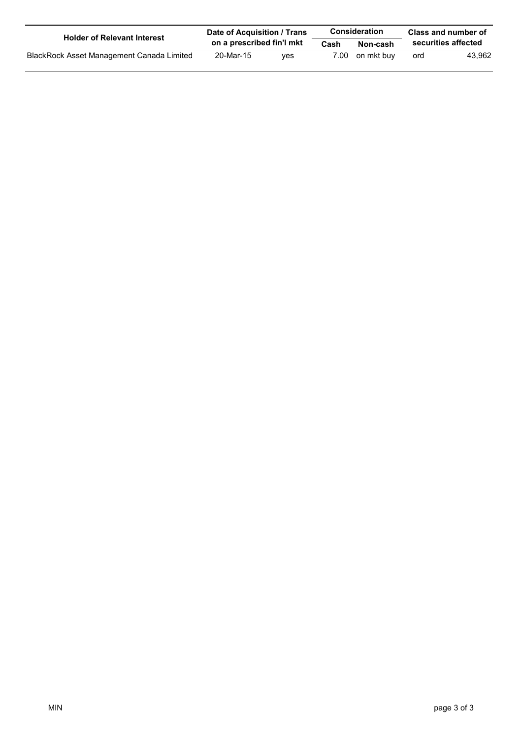| Holder of Relevant Interest | Date of Acquisition / Trans on a prescribed fin'l mkt | | Consideration | | Class and number of securities affected | |
|---|---|---|---|---|---|---|
| | | | Cash | Non-cash | | |
| BlackRock Asset Management Canada Limited | 20-Mar-15 | yes | 7.00 | on mkt buy | ord | 43,962 |

MIN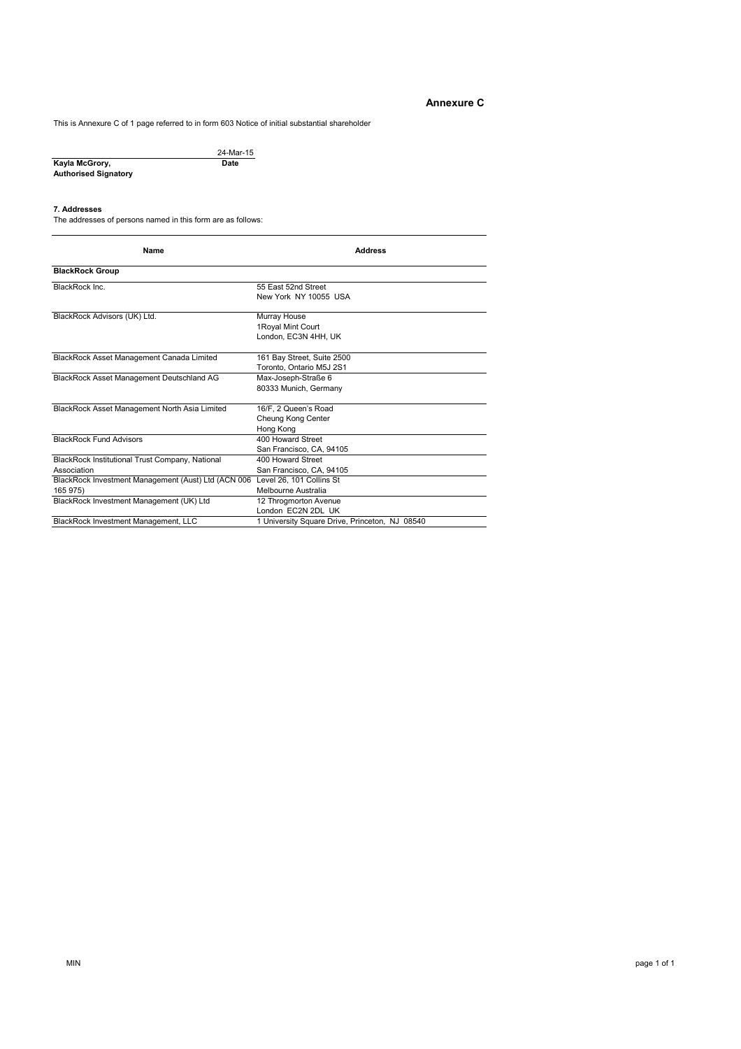## Annexure C

This is Annexure C of 1 page referred to in form 603 Notice of initial substantial shareholder

| | |
|---|---|
| | 24-Mar-15 |
| **Kayla McGrory,** | **Date** |
| **Authorised Signatory** | |

**7. Addresses**

The addresses of persons named in this form are as follows:

| Name | Address |
|---|---|
| **BlackRock Group** | |
| BlackRock Inc. | 55 East 52nd Street<br>New York NY 10055 USA |
| BlackRock Advisors (UK) Ltd. | Murray House<br>1Royal Mint Court<br>London, EC3N 4HH, UK |
| BlackRock Asset Management Canada Limited | 161 Bay Street, Suite 2500<br>Toronto, Ontario M5J 2S1 |
| BlackRock Asset Management Deutschland AG | Max-Joseph-Straße 6<br>80333 Munich, Germany |
| BlackRock Asset Management North Asia Limited | 16/F, 2 Queen's Road<br>Cheung Kong Center<br>Hong Kong |
| BlackRock Fund Advisors | 400 Howard Street<br>San Francisco, CA, 94105 |
| BlackRock Institutional Trust Company, National Association | 400 Howard Street<br>San Francisco, CA, 94105 |
| BlackRock Investment Management (Aust) Ltd (ACN 006 165 975) | Level 26, 101 Collins St<br>Melbourne Australia |
| BlackRock Investment Management (UK) Ltd | 12 Throgmorton Avenue<br>London EC2N 2DL UK |
| BlackRock Investment Management, LLC | 1 University Square Drive, Princeton, NJ 08540 |

MIN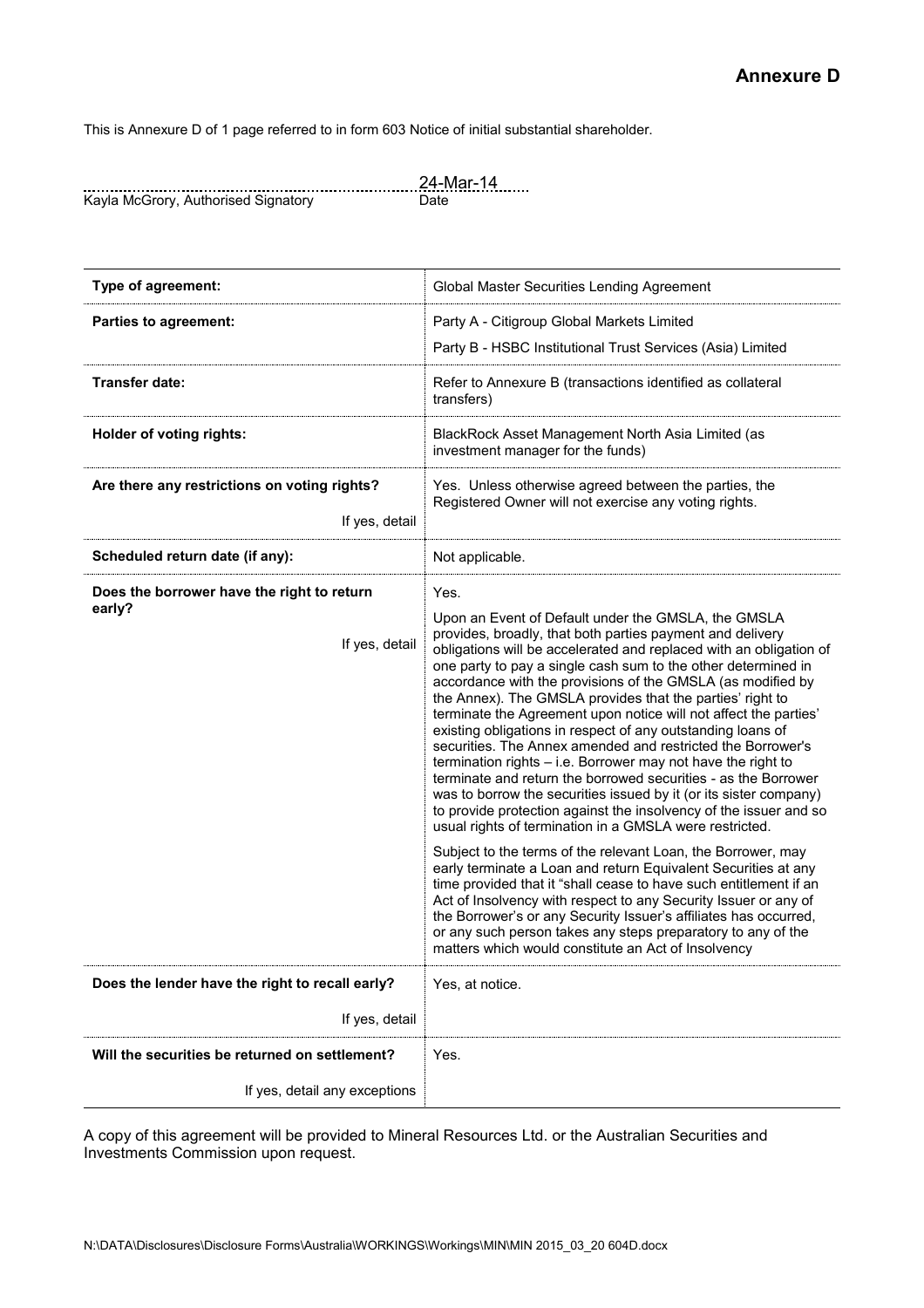# Annexure D

This is Annexure D of 1 page referred to in form 603 Notice of initial substantial shareholder.

Kayla McGrory, Authorised Signatory — 24-Mar-14 (Date)

| | |
|---|---|
| **Type of agreement:** | Global Master Securities Lending Agreement |
| **Parties to agreement:** | Party A - Citigroup Global Markets Limited<br>Party B - HSBC Institutional Trust Services (Asia) Limited |
| **Transfer date:** | Refer to Annexure B (transactions identified as collateral transfers) |
| **Holder of voting rights:** | BlackRock Asset Management North Asia Limited (as investment manager for the funds) |
| **Are there any restrictions on voting rights?**<br>If yes, detail | Yes. Unless otherwise agreed between the parties, the Registered Owner will not exercise any voting rights. |
| **Scheduled return date (if any):** | Not applicable. |
| **Does the borrower have the right to return early?**<br>If yes, detail | Yes.<br>Upon an Event of Default under the GMSLA, the GMSLA provides, broadly, that both parties payment and delivery obligations will be accelerated and replaced with an obligation of one party to pay a single cash sum to the other determined in accordance with the provisions of the GMSLA (as modified by the Annex). The GMSLA provides that the parties' right to terminate the Agreement upon notice will not affect the parties' existing obligations in respect of any outstanding loans of securities. The Annex amended and restricted the Borrower's termination rights – i.e. Borrower may not have the right to terminate and return the borrowed securities - as the Borrower was to borrow the securities issued by it (or its sister company) to provide protection against the insolvency of the issuer and so usual rights of termination in a GMSLA were restricted.<br>Subject to the terms of the relevant Loan, the Borrower, may early terminate a Loan and return Equivalent Securities at any time provided that it "shall cease to have such entitlement if an Act of Insolvency with respect to any Security Issuer or any of the Borrower's or any Security Issuer's affiliates has occurred, or any such person takes any steps preparatory to any of the matters which would constitute an Act of Insolvency |
| **Does the lender have the right to recall early?**<br>If yes, detail | Yes, at notice. |
| **Will the securities be returned on settlement?**<br>If yes, detail any exceptions | Yes. |

A copy of this agreement will be provided to Mineral Resources Ltd. or the Australian Securities and Investments Commission upon request.

N:\DATA\Disclosures\Disclosure Forms\Australia\WORKINGS\Workings\MIN\MIN 2015_03_20 604D.docx